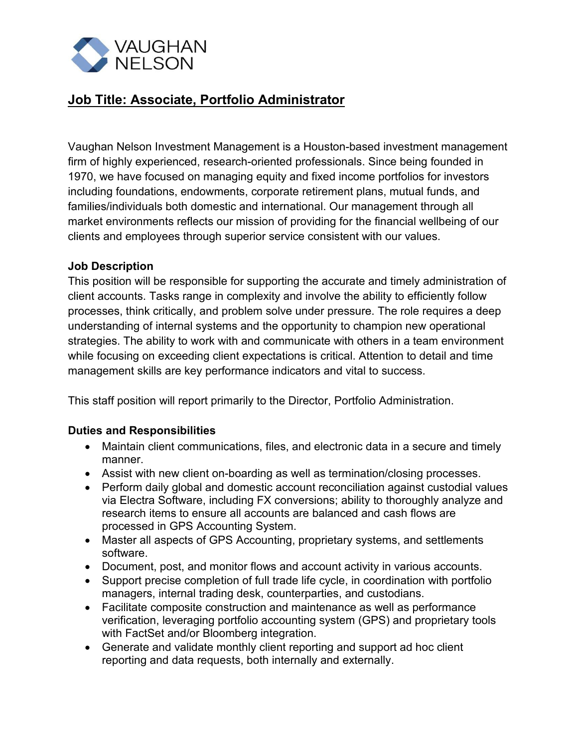VAUGHAN NELSON

# Job Title: Associate, Portfolio Administrator

Vaughan Nelson Investment Management is a Houston-based investment management firm of highly experienced, research-oriented professionals. Since being founded in 1970, we have focused on managing equity and fixed income portfolios for investors including foundations, endowments, corporate retirement plans, mutual funds, and families/individuals both domestic and international. Our management through all market environments reflects our mission of providing for the financial wellbeing of our clients and employees through superior service consistent with our values.

**Job Description**

This position will be responsible for supporting the accurate and timely administration of client accounts. Tasks range in complexity and involve the ability to efficiently follow processes, think critically, and problem solve under pressure. The role requires a deep understanding of internal systems and the opportunity to champion new operational strategies. The ability to work with and communicate with others in a team environment while focusing on exceeding client expectations is critical. Attention to detail and time management skills are key performance indicators and vital to success.

This staff position will report primarily to the Director, Portfolio Administration.

**Duties and Responsibilities**

- Maintain client communications, files, and electronic data in a secure and timely manner.
- Assist with new client on-boarding as well as termination/closing processes.
- Perform daily global and domestic account reconciliation against custodial values via Electra Software, including FX conversions; ability to thoroughly analyze and research items to ensure all accounts are balanced and cash flows are processed in GPS Accounting System.
- Master all aspects of GPS Accounting, proprietary systems, and settlements software.
- Document, post, and monitor flows and account activity in various accounts.
- Support precise completion of full trade life cycle, in coordination with portfolio managers, internal trading desk, counterparties, and custodians.
- Facilitate composite construction and maintenance as well as performance verification, leveraging portfolio accounting system (GPS) and proprietary tools with FactSet and/or Bloomberg integration.
- Generate and validate monthly client reporting and support ad hoc client reporting and data requests, both internally and externally.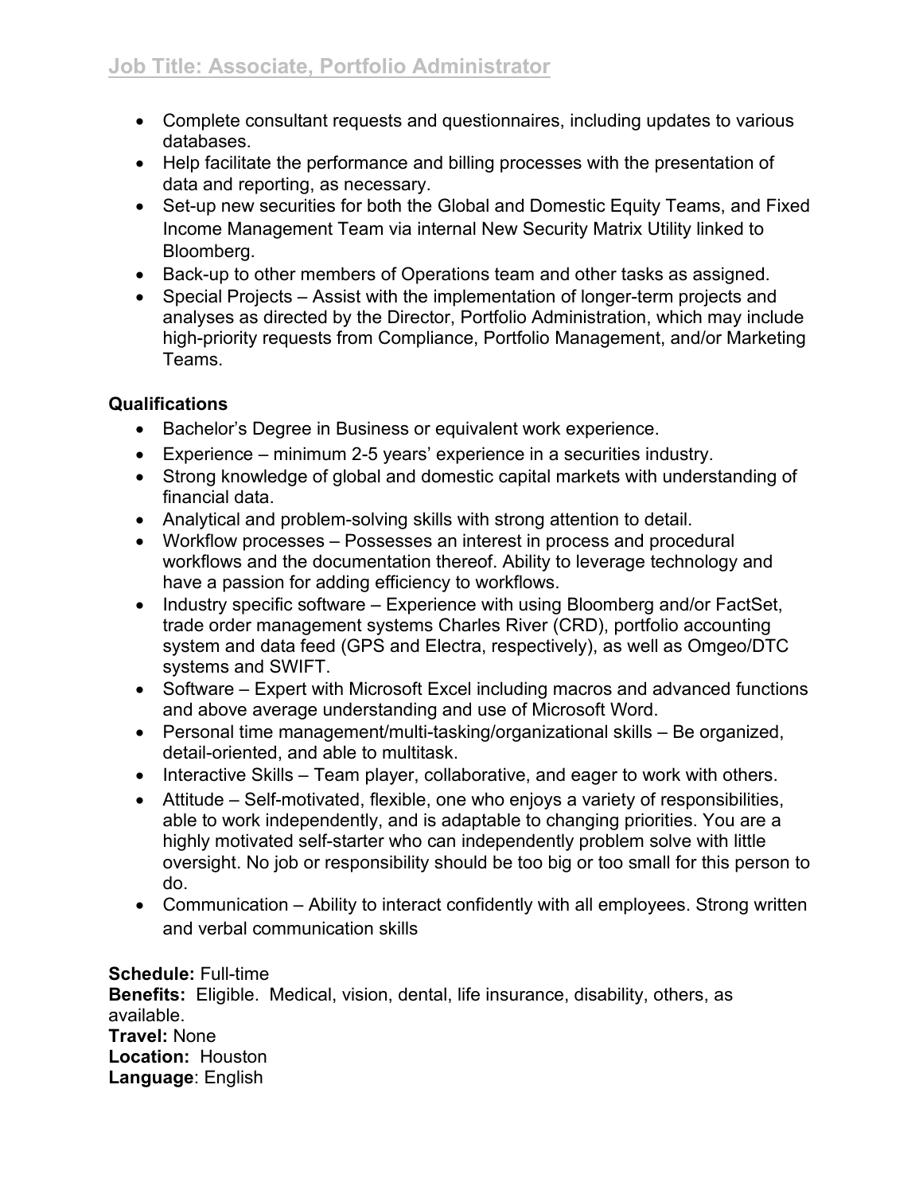- Complete consultant requests and questionnaires, including updates to various databases.
- Help facilitate the performance and billing processes with the presentation of data and reporting, as necessary.
- Set-up new securities for both the Global and Domestic Equity Teams, and Fixed Income Management Team via internal New Security Matrix Utility linked to Bloomberg.
- Back-up to other members of Operations team and other tasks as assigned.
- Special Projects – Assist with the implementation of longer-term projects and analyses as directed by the Director, Portfolio Administration, which may include high-priority requests from Compliance, Portfolio Management, and/or Marketing Teams.

**Qualifications**

- Bachelor's Degree in Business or equivalent work experience.
- Experience – minimum 2-5 years' experience in a securities industry.
- Strong knowledge of global and domestic capital markets with understanding of financial data.
- Analytical and problem-solving skills with strong attention to detail.
- Workflow processes – Possesses an interest in process and procedural workflows and the documentation thereof. Ability to leverage technology and have a passion for adding efficiency to workflows.
- Industry specific software – Experience with using Bloomberg and/or FactSet, trade order management systems Charles River (CRD), portfolio accounting system and data feed (GPS and Electra, respectively), as well as Omgeo/DTC systems and SWIFT.
- Software – Expert with Microsoft Excel including macros and advanced functions and above average understanding and use of Microsoft Word.
- Personal time management/multi-tasking/organizational skills – Be organized, detail-oriented, and able to multitask.
- Interactive Skills – Team player, collaborative, and eager to work with others.
- Attitude – Self-motivated, flexible, one who enjoys a variety of responsibilities, able to work independently, and is adaptable to changing priorities. You are a highly motivated self-starter who can independently problem solve with little oversight. No job or responsibility should be too big or too small for this person to do.
- Communication – Ability to interact confidently with all employees. Strong written and verbal communication skills

**Schedule:** Full-time
**Benefits:** Eligible. Medical, vision, dental, life insurance, disability, others, as available.
**Travel:** None
**Location:** Houston
**Language**: English